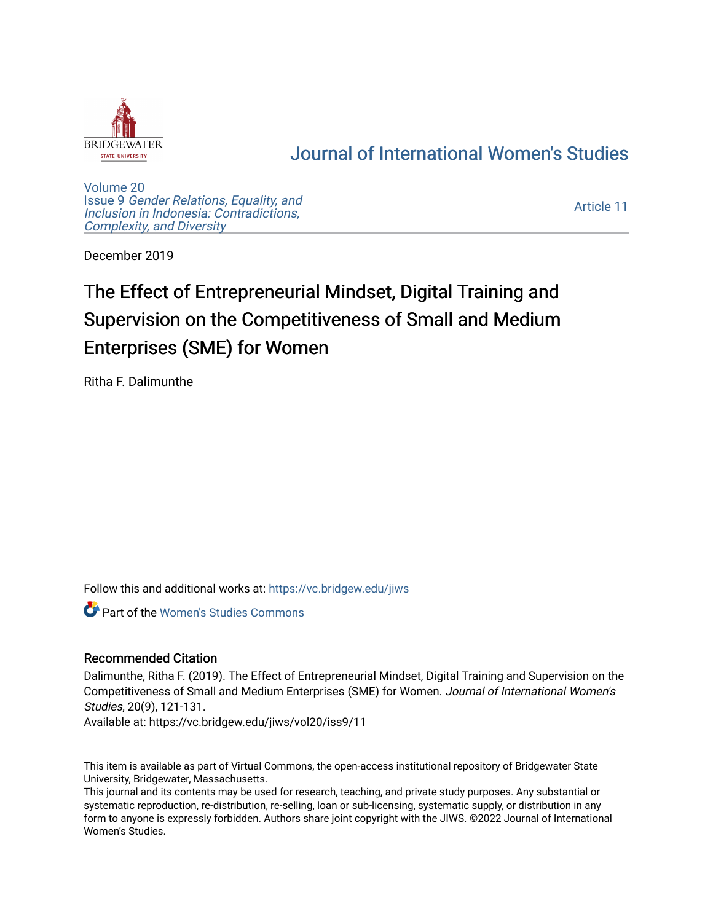# Journal of International Women's Studies

Volume 20
Issue 9 *Gender Relations, Equality, and Inclusion in Indonesia: Contradictions, Complexity, and Diversity*

Article 11

December 2019

# The Effect of Entrepreneurial Mindset, Digital Training and Supervision on the Competitiveness of Small and Medium Enterprises (SME) for Women

Ritha F. Dalimunthe

Follow this and additional works at: https://vc.bridgew.edu/jiws

Part of the Women's Studies Commons

## Recommended Citation

Dalimunthe, Ritha F. (2019). The Effect of Entrepreneurial Mindset, Digital Training and Supervision on the Competitiveness of Small and Medium Enterprises (SME) for Women. *Journal of International Women's Studies*, 20(9), 121-131.
Available at: https://vc.bridgew.edu/jiws/vol20/iss9/11

This item is available as part of Virtual Commons, the open-access institutional repository of Bridgewater State University, Bridgewater, Massachusetts.
This journal and its contents may be used for research, teaching, and private study purposes. Any substantial or systematic reproduction, re-distribution, re-selling, loan or sub-licensing, systematic supply, or distribution in any form to anyone is expressly forbidden. Authors share joint copyright with the JIWS. ©2022 Journal of International Women's Studies.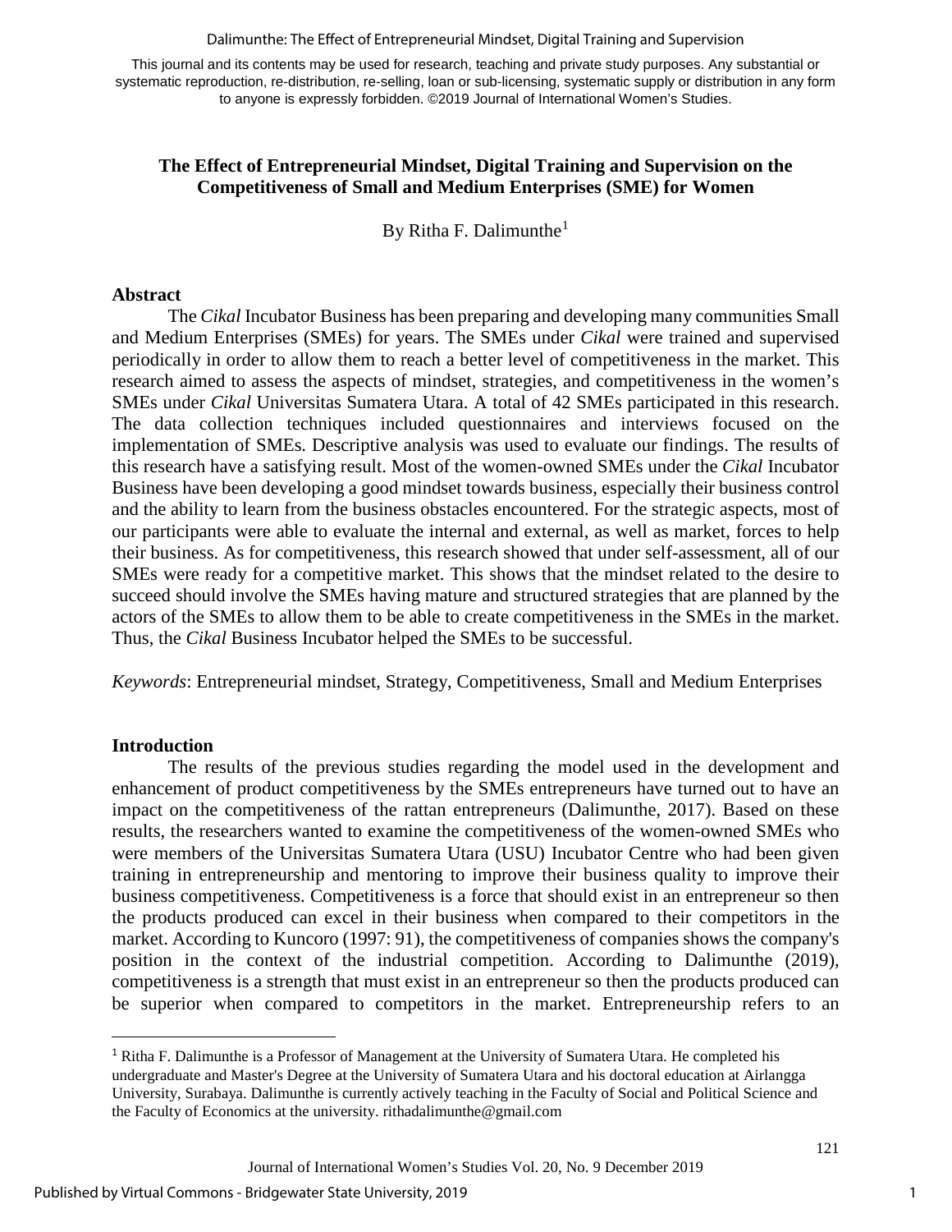This journal and its contents may be used for research, teaching and private study purposes. Any substantial or systematic reproduction, re-distribution, re-selling, loan or sub-licensing, systematic supply or distribution in any form to anyone is expressly forbidden. ©2019 Journal of International Women's Studies.

# The Effect of Entrepreneurial Mindset, Digital Training and Supervision on the Competitiveness of Small and Medium Enterprises (SME) for Women

By Ritha F. Dalimunthe[1]

## Abstract

The *Cikal* Incubator Business has been preparing and developing many communities Small and Medium Enterprises (SMEs) for years. The SMEs under *Cikal* were trained and supervised periodically in order to allow them to reach a better level of competitiveness in the market. This research aimed to assess the aspects of mindset, strategies, and competitiveness in the women's SMEs under *Cikal* Universitas Sumatera Utara. A total of 42 SMEs participated in this research. The data collection techniques included questionnaires and interviews focused on the implementation of SMEs. Descriptive analysis was used to evaluate our findings. The results of this research have a satisfying result. Most of the women-owned SMEs under the *Cikal* Incubator Business have been developing a good mindset towards business, especially their business control and the ability to learn from the business obstacles encountered. For the strategic aspects, most of our participants were able to evaluate the internal and external, as well as market, forces to help their business. As for competitiveness, this research showed that under self-assessment, all of our SMEs were ready for a competitive market. This shows that the mindset related to the desire to succeed should involve the SMEs having mature and structured strategies that are planned by the actors of the SMEs to allow them to be able to create competitiveness in the SMEs in the market. Thus, the *Cikal* Business Incubator helped the SMEs to be successful.

*Keywords*: Entrepreneurial mindset, Strategy, Competitiveness, Small and Medium Enterprises

## Introduction

The results of the previous studies regarding the model used in the development and enhancement of product competitiveness by the SMEs entrepreneurs have turned out to have an impact on the competitiveness of the rattan entrepreneurs (Dalimunthe, 2017). Based on these results, the researchers wanted to examine the competitiveness of the women-owned SMEs who were members of the Universitas Sumatera Utara (USU) Incubator Centre who had been given training in entrepreneurship and mentoring to improve their business quality to improve their business competitiveness. Competitiveness is a force that should exist in an entrepreneur so then the products produced can excel in their business when compared to their competitors in the market. According to Kuncoro (1997: 91), the competitiveness of companies shows the company's position in the context of the industrial competition. According to Dalimunthe (2019), competitiveness is a strength that must exist in an entrepreneur so then the products produced can be superior when compared to competitors in the market. Entrepreneurship refers to an

---

[1] Ritha F. Dalimunthe is a Professor of Management at the University of Sumatera Utara. He completed his undergraduate and Master's Degree at the University of Sumatera Utara and his doctoral education at Airlangga University, Surabaya. Dalimunthe is currently actively teaching in the Faculty of Social and Political Science and the Faculty of Economics at the university. rithadalimunthe@gmail.com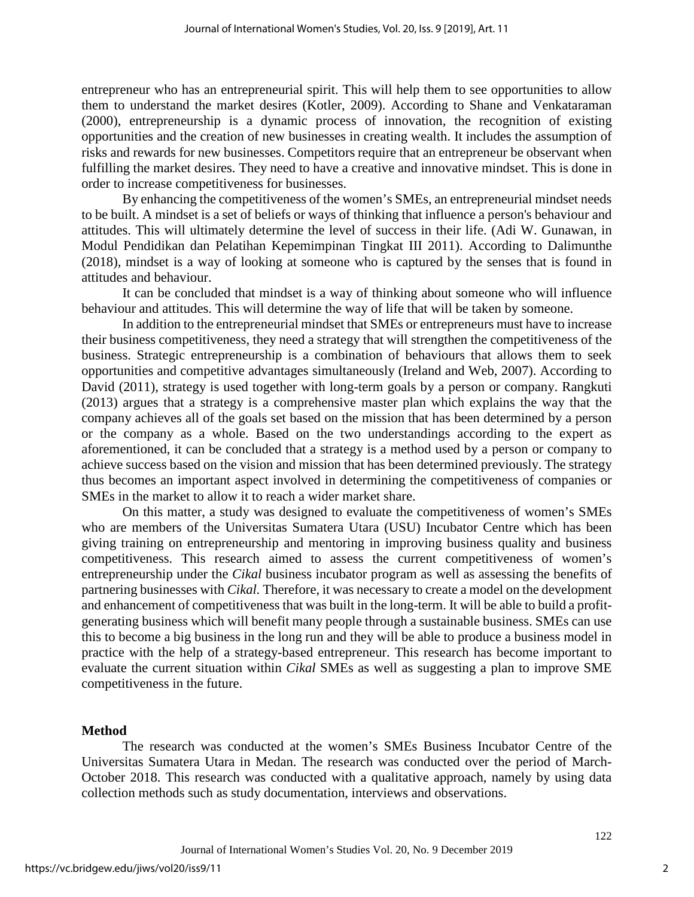entrepreneur who has an entrepreneurial spirit. This will help them to see opportunities to allow them to understand the market desires (Kotler, 2009). According to Shane and Venkataraman (2000), entrepreneurship is a dynamic process of innovation, the recognition of existing opportunities and the creation of new businesses in creating wealth. It includes the assumption of risks and rewards for new businesses. Competitors require that an entrepreneur be observant when fulfilling the market desires. They need to have a creative and innovative mindset. This is done in order to increase competitiveness for businesses.

By enhancing the competitiveness of the women's SMEs, an entrepreneurial mindset needs to be built. A mindset is a set of beliefs or ways of thinking that influence a person's behaviour and attitudes. This will ultimately determine the level of success in their life. (Adi W. Gunawan, in Modul Pendidikan dan Pelatihan Kepemimpinan Tingkat III 2011). According to Dalimunthe (2018), mindset is a way of looking at someone who is captured by the senses that is found in attitudes and behaviour.

It can be concluded that mindset is a way of thinking about someone who will influence behaviour and attitudes. This will determine the way of life that will be taken by someone.

In addition to the entrepreneurial mindset that SMEs or entrepreneurs must have to increase their business competitiveness, they need a strategy that will strengthen the competitiveness of the business. Strategic entrepreneurship is a combination of behaviours that allows them to seek opportunities and competitive advantages simultaneously (Ireland and Web, 2007). According to David (2011), strategy is used together with long-term goals by a person or company. Rangkuti (2013) argues that a strategy is a comprehensive master plan which explains the way that the company achieves all of the goals set based on the mission that has been determined by a person or the company as a whole. Based on the two understandings according to the expert as aforementioned, it can be concluded that a strategy is a method used by a person or company to achieve success based on the vision and mission that has been determined previously. The strategy thus becomes an important aspect involved in determining the competitiveness of companies or SMEs in the market to allow it to reach a wider market share.

On this matter, a study was designed to evaluate the competitiveness of women's SMEs who are members of the Universitas Sumatera Utara (USU) Incubator Centre which has been giving training on entrepreneurship and mentoring in improving business quality and business competitiveness. This research aimed to assess the current competitiveness of women's entrepreneurship under the *Cikal* business incubator program as well as assessing the benefits of partnering businesses with *Cikal*. Therefore, it was necessary to create a model on the development and enhancement of competitiveness that was built in the long-term. It will be able to build a profit-generating business which will benefit many people through a sustainable business. SMEs can use this to become a big business in the long run and they will be able to produce a business model in practice with the help of a strategy-based entrepreneur. This research has become important to evaluate the current situation within *Cikal* SMEs as well as suggesting a plan to improve SME competitiveness in the future.

## Method

The research was conducted at the women's SMEs Business Incubator Centre of the Universitas Sumatera Utara in Medan. The research was conducted over the period of March-October 2018. This research was conducted with a qualitative approach, namely by using data collection methods such as study documentation, interviews and observations.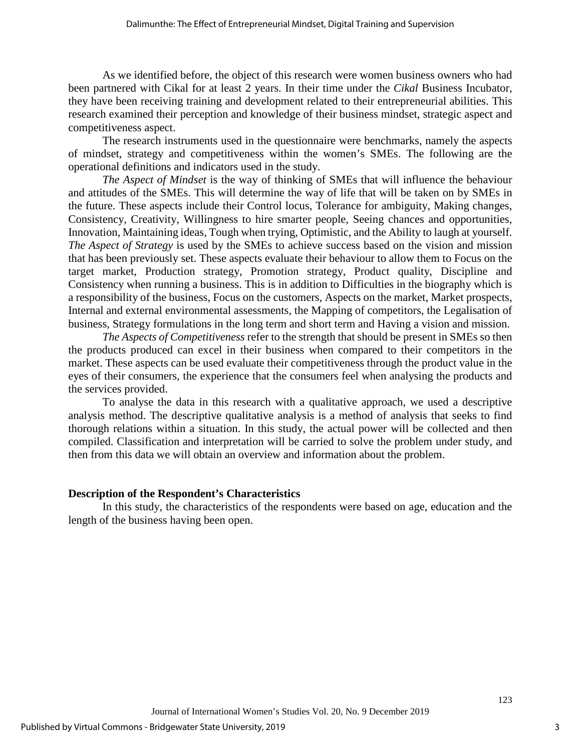As we identified before, the object of this research were women business owners who had been partnered with Cikal for at least 2 years. In their time under the *Cikal* Business Incubator, they have been receiving training and development related to their entrepreneurial abilities. This research examined their perception and knowledge of their business mindset, strategic aspect and competitiveness aspect.

The research instruments used in the questionnaire were benchmarks, namely the aspects of mindset, strategy and competitiveness within the women's SMEs. The following are the operational definitions and indicators used in the study.

*The Aspect of Mindset* is the way of thinking of SMEs that will influence the behaviour and attitudes of the SMEs. This will determine the way of life that will be taken on by SMEs in the future. These aspects include their Control locus, Tolerance for ambiguity, Making changes, Consistency, Creativity, Willingness to hire smarter people, Seeing chances and opportunities, Innovation, Maintaining ideas, Tough when trying, Optimistic, and the Ability to laugh at yourself. *The Aspect of Strategy* is used by the SMEs to achieve success based on the vision and mission that has been previously set. These aspects evaluate their behaviour to allow them to Focus on the target market, Production strategy, Promotion strategy, Product quality, Discipline and Consistency when running a business. This is in addition to Difficulties in the biography which is a responsibility of the business, Focus on the customers, Aspects on the market, Market prospects, Internal and external environmental assessments, the Mapping of competitors, the Legalisation of business, Strategy formulations in the long term and short term and Having a vision and mission.

*The Aspects of Competitiveness* refer to the strength that should be present in SMEs so then the products produced can excel in their business when compared to their competitors in the market. These aspects can be used evaluate their competitiveness through the product value in the eyes of their consumers, the experience that the consumers feel when analysing the products and the services provided.

To analyse the data in this research with a qualitative approach, we used a descriptive analysis method. The descriptive qualitative analysis is a method of analysis that seeks to find thorough relations within a situation. In this study, the actual power will be collected and then compiled. Classification and interpretation will be carried to solve the problem under study, and then from this data we will obtain an overview and information about the problem.

**Description of the Respondent's Characteristics**

In this study, the characteristics of the respondents were based on age, education and the length of the business having been open.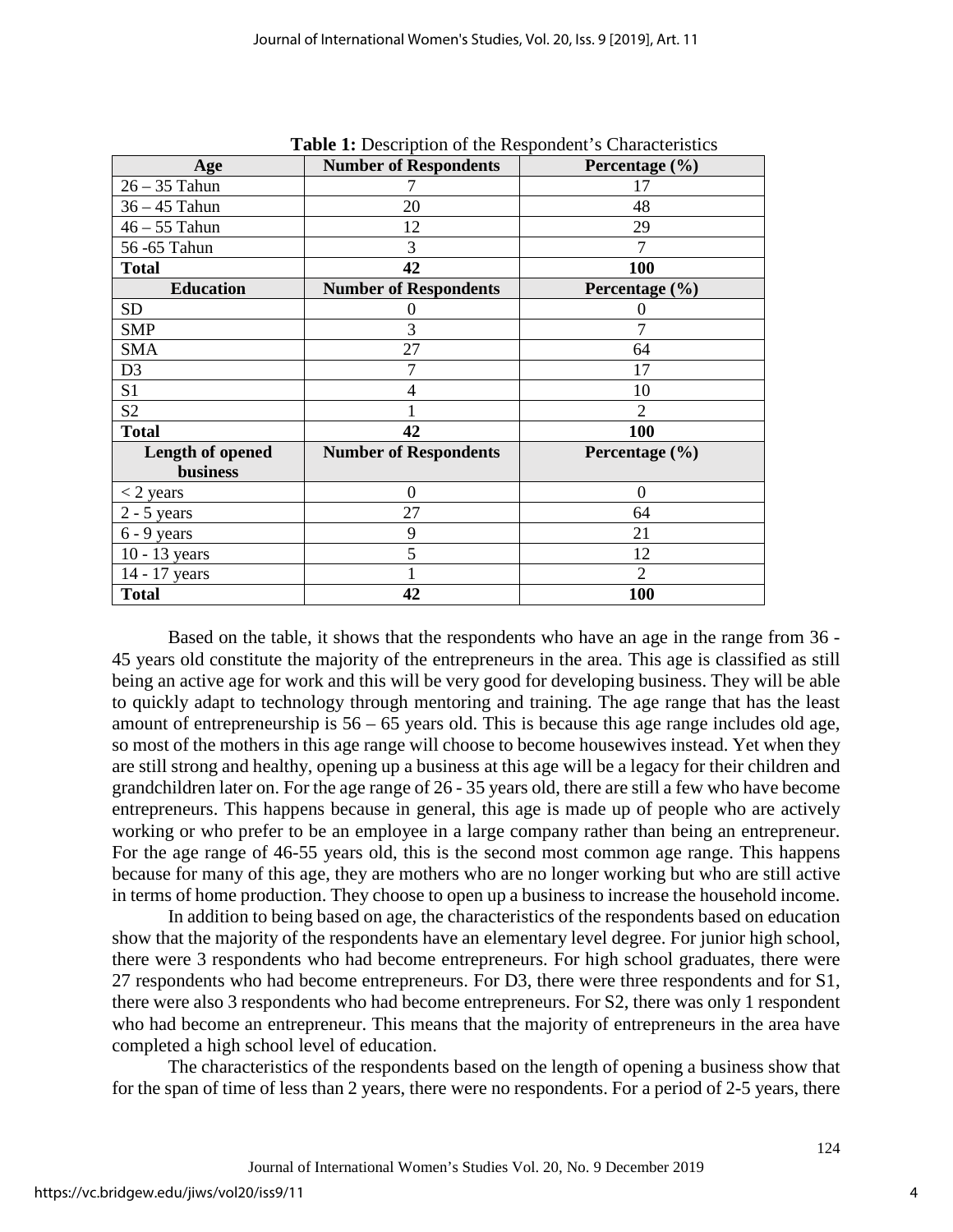**Table 1:** Description of the Respondent's Characteristics

| Age | Number of Respondents | Percentage (%) |
|---|---|---|
| 26 – 35 Tahun | 7 | 17 |
| 36 – 45 Tahun | 20 | 48 |
| 46 – 55 Tahun | 12 | 29 |
| 56 -65 Tahun | 3 | 7 |
| **Total** | **42** | **100** |
| **Education** | **Number of Respondents** | **Percentage (%)** |
| SD | 0 | 0 |
| SMP | 3 | 7 |
| SMA | 27 | 64 |
| D3 | 7 | 17 |
| S1 | 4 | 10 |
| S2 | 1 | 2 |
| **Total** | **42** | **100** |
| **Length of opened business** | **Number of Respondents** | **Percentage (%)** |
| < 2 years | 0 | 0 |
| 2 - 5 years | 27 | 64 |
| 6 - 9 years | 9 | 21 |
| 10 - 13 years | 5 | 12 |
| 14 - 17 years | 1 | 2 |
| **Total** | **42** | **100** |

Based on the table, it shows that the respondents who have an age in the range from 36 - 45 years old constitute the majority of the entrepreneurs in the area. This age is classified as still being an active age for work and this will be very good for developing business. They will be able to quickly adapt to technology through mentoring and training. The age range that has the least amount of entrepreneurship is 56 – 65 years old. This is because this age range includes old age, so most of the mothers in this age range will choose to become housewives instead. Yet when they are still strong and healthy, opening up a business at this age will be a legacy for their children and grandchildren later on. For the age range of 26 - 35 years old, there are still a few who have become entrepreneurs. This happens because in general, this age is made up of people who are actively working or who prefer to be an employee in a large company rather than being an entrepreneur. For the age range of 46-55 years old, this is the second most common age range. This happens because for many of this age, they are mothers who are no longer working but who are still active in terms of home production. They choose to open up a business to increase the household income.

In addition to being based on age, the characteristics of the respondents based on education show that the majority of the respondents have an elementary level degree. For junior high school, there were 3 respondents who had become entrepreneurs. For high school graduates, there were 27 respondents who had become entrepreneurs. For D3, there were three respondents and for S1, there were also 3 respondents who had become entrepreneurs. For S2, there was only 1 respondent who had become an entrepreneur. This means that the majority of entrepreneurs in the area have completed a high school level of education.

The characteristics of the respondents based on the length of opening a business show that for the span of time of less than 2 years, there were no respondents. For a period of 2-5 years, there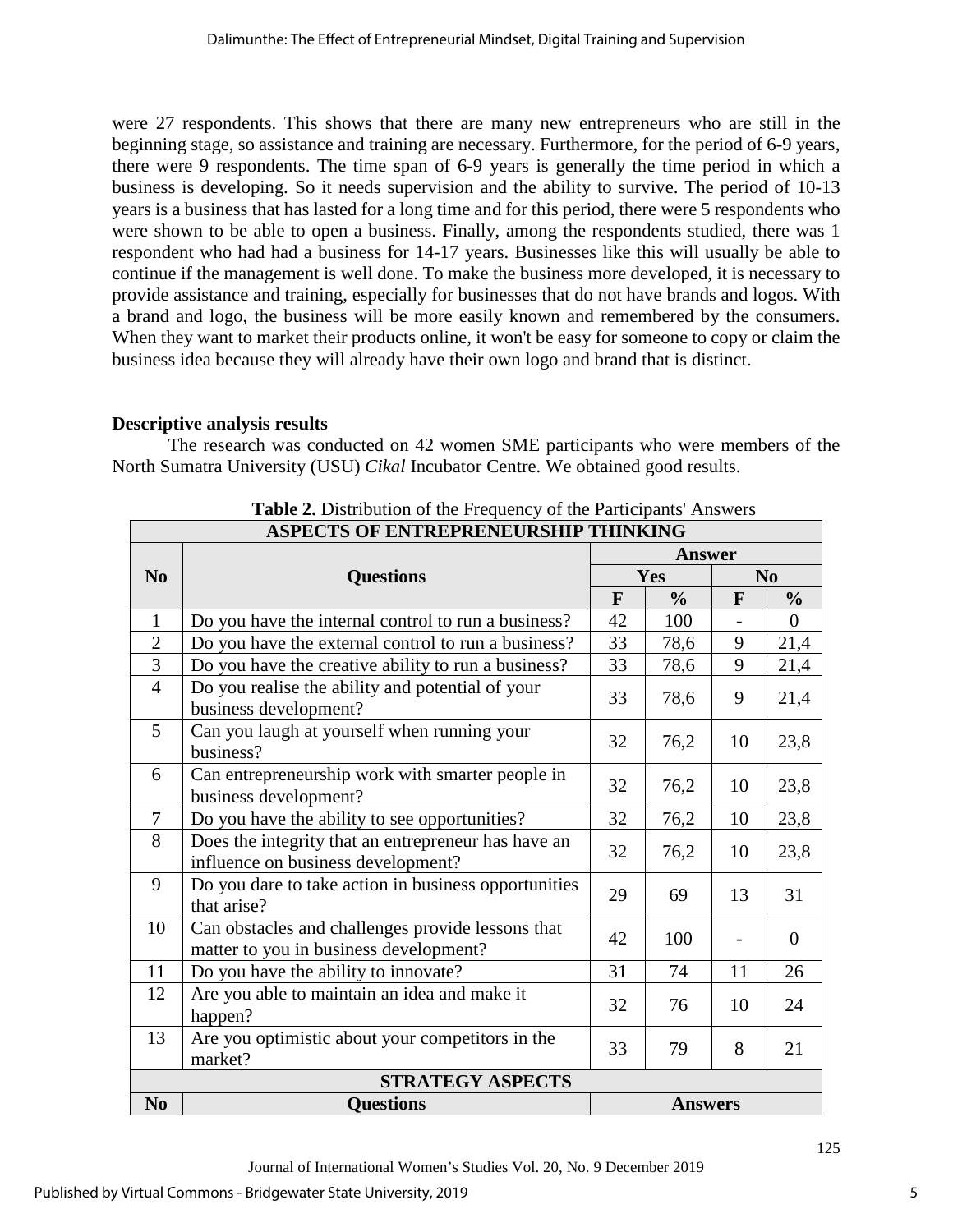were 27 respondents. This shows that there are many new entrepreneurs who are still in the beginning stage, so assistance and training are necessary. Furthermore, for the period of 6-9 years, there were 9 respondents. The time span of 6-9 years is generally the time period in which a business is developing. So it needs supervision and the ability to survive. The period of 10-13 years is a business that has lasted for a long time and for this period, there were 5 respondents who were shown to be able to open a business. Finally, among the respondents studied, there was 1 respondent who had had a business for 14-17 years. Businesses like this will usually be able to continue if the management is well done. To make the business more developed, it is necessary to provide assistance and training, especially for businesses that do not have brands and logos. With a brand and logo, the business will be more easily known and remembered by the consumers. When they want to market their products online, it won't be easy for someone to copy or claim the business idea because they will already have their own logo and brand that is distinct.

### Descriptive analysis results

The research was conducted on 42 women SME participants who were members of the North Sumatra University (USU) *Cikal* Incubator Centre. We obtained good results.

**Table 2.** Distribution of the Frequency of the Participants' Answers

| ASPECTS OF ENTREPRENEURSHIP THINKING | | | | | |
|---|---|---|---|---|---|
| **No** | **Questions** | **Answer** | | | |
| | | **Yes** | | **No** | |
| | | **F** | **%** | **F** | **%** |
| 1 | Do you have the internal control to run a business? | 42 | 100 | - | 0 |
| 2 | Do you have the external control to run a business? | 33 | 78,6 | 9 | 21,4 |
| 3 | Do you have the creative ability to run a business? | 33 | 78,6 | 9 | 21,4 |
| 4 | Do you realise the ability and potential of your business development? | 33 | 78,6 | 9 | 21,4 |
| 5 | Can you laugh at yourself when running your business? | 32 | 76,2 | 10 | 23,8 |
| 6 | Can entrepreneurship work with smarter people in business development? | 32 | 76,2 | 10 | 23,8 |
| 7 | Do you have the ability to see opportunities? | 32 | 76,2 | 10 | 23,8 |
| 8 | Does the integrity that an entrepreneur has have an influence on business development? | 32 | 76,2 | 10 | 23,8 |
| 9 | Do you dare to take action in business opportunities that arise? | 29 | 69 | 13 | 31 |
| 10 | Can obstacles and challenges provide lessons that matter to you in business development? | 42 | 100 | - | 0 |
| 11 | Do you have the ability to innovate? | 31 | 74 | 11 | 26 |
| 12 | Are you able to maintain an idea and make it happen? | 32 | 76 | 10 | 24 |
| 13 | Are you optimistic about your competitors in the market? | 33 | 79 | 8 | 21 |
| **STRATEGY ASPECTS** | | | | | |
| **No** | **Questions** | **Answers** | | | |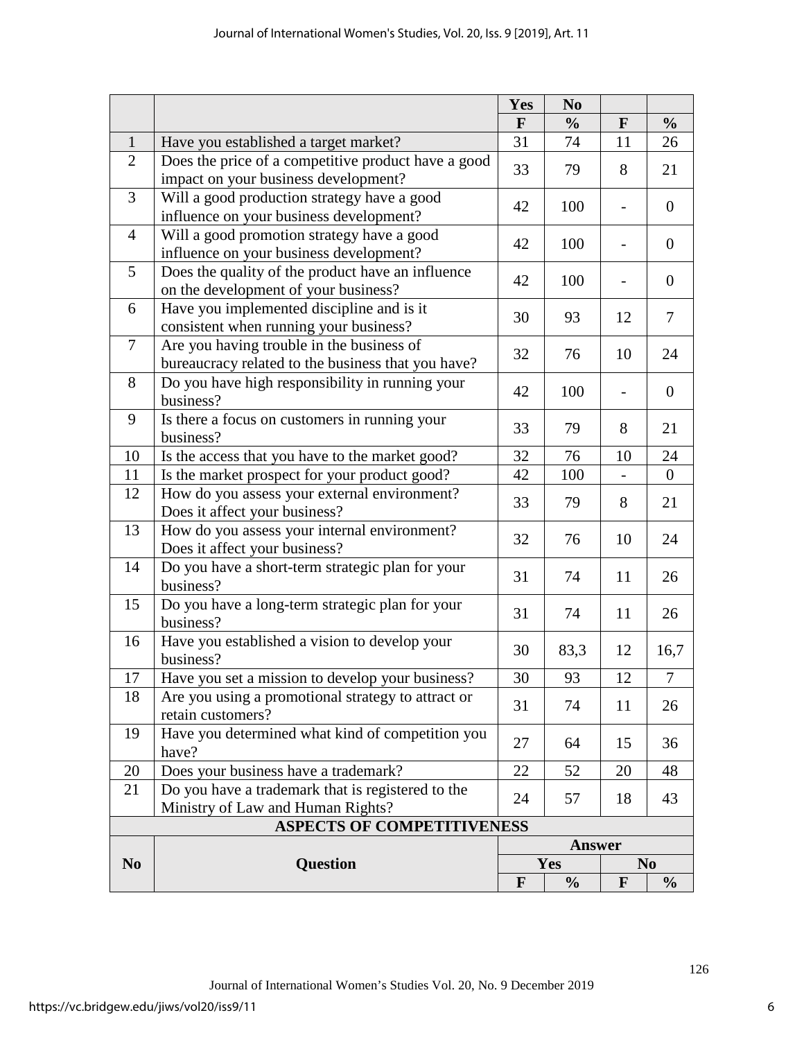| | | Yes | No | | |
|---|---|---|---|---|---|
| | | F | % | F | % |
| 1 | Have you established a target market? | 31 | 74 | 11 | 26 |
| 2 | Does the price of a competitive product have a good impact on your business development? | 33 | 79 | 8 | 21 |
| 3 | Will a good production strategy have a good influence on your business development? | 42 | 100 | - | 0 |
| 4 | Will a good promotion strategy have a good influence on your business development? | 42 | 100 | - | 0 |
| 5 | Does the quality of the product have an influence on the development of your business? | 42 | 100 | - | 0 |
| 6 | Have you implemented discipline and is it consistent when running your business? | 30 | 93 | 12 | 7 |
| 7 | Are you having trouble in the business of bureaucracy related to the business that you have? | 32 | 76 | 10 | 24 |
| 8 | Do you have high responsibility in running your business? | 42 | 100 | - | 0 |
| 9 | Is there a focus on customers in running your business? | 33 | 79 | 8 | 21 |
| 10 | Is the access that you have to the market good? | 32 | 76 | 10 | 24 |
| 11 | Is the market prospect for your product good? | 42 | 100 | - | 0 |
| 12 | How do you assess your external environment? Does it affect your business? | 33 | 79 | 8 | 21 |
| 13 | How do you assess your internal environment? Does it affect your business? | 32 | 76 | 10 | 24 |
| 14 | Do you have a short-term strategic plan for your business? | 31 | 74 | 11 | 26 |
| 15 | Do you have a long-term strategic plan for your business? | 31 | 74 | 11 | 26 |
| 16 | Have you established a vision to develop your business? | 30 | 83,3 | 12 | 16,7 |
| 17 | Have you set a mission to develop your business? | 30 | 93 | 12 | 7 |
| 18 | Are you using a promotional strategy to attract or retain customers? | 31 | 74 | 11 | 26 |
| 19 | Have you determined what kind of competition you have? | 27 | 64 | 15 | 36 |
| 20 | Does your business have a trademark? | 22 | 52 | 20 | 48 |
| 21 | Do you have a trademark that is registered to the Ministry of Law and Human Rights? | 24 | 57 | 18 | 43 |

**ASPECTS OF COMPETITIVENESS**

| No | Question | Answer | | | |
|---|---|---|---|---|---|
| | | Yes | | No | |
| | | F | % | F | % |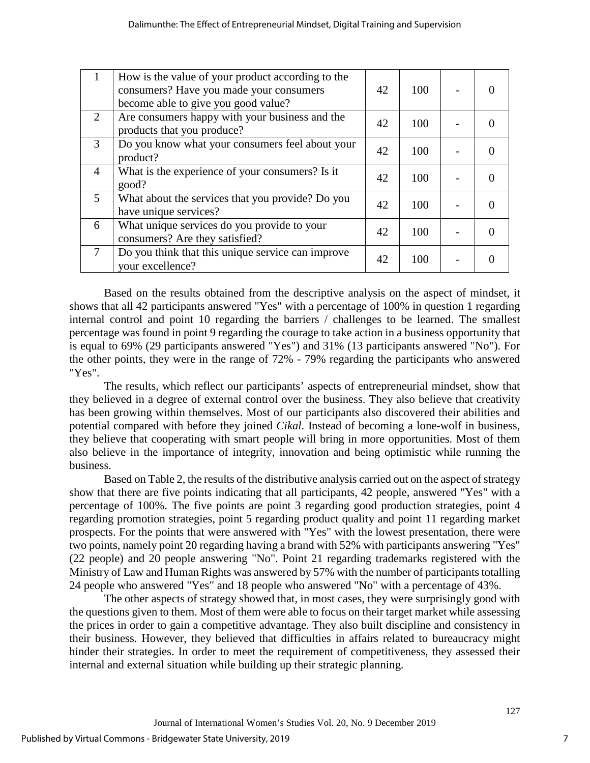| | | | | | |
|---|---|---|---|---|---|
| 1 | How is the value of your product according to the consumers? Have you made your consumers become able to give you good value? | 42 | 100 | - | 0 |
| 2 | Are consumers happy with your business and the products that you produce? | 42 | 100 | - | 0 |
| 3 | Do you know what your consumers feel about your product? | 42 | 100 | - | 0 |
| 4 | What is the experience of your consumers? Is it good? | 42 | 100 | - | 0 |
| 5 | What about the services that you provide? Do you have unique services? | 42 | 100 | - | 0 |
| 6 | What unique services do you provide to your consumers? Are they satisfied? | 42 | 100 | - | 0 |
| 7 | Do you think that this unique service can improve your excellence? | 42 | 100 | - | 0 |

Based on the results obtained from the descriptive analysis on the aspect of mindset, it shows that all 42 participants answered "Yes" with a percentage of 100% in question 1 regarding internal control and point 10 regarding the barriers / challenges to be learned. The smallest percentage was found in point 9 regarding the courage to take action in a business opportunity that is equal to 69% (29 participants answered "Yes") and 31% (13 participants answered "No"). For the other points, they were in the range of 72% - 79% regarding the participants who answered "Yes".

The results, which reflect our participants' aspects of entrepreneurial mindset, show that they believed in a degree of external control over the business. They also believe that creativity has been growing within themselves. Most of our participants also discovered their abilities and potential compared with before they joined *Cikal*. Instead of becoming a lone-wolf in business, they believe that cooperating with smart people will bring in more opportunities. Most of them also believe in the importance of integrity, innovation and being optimistic while running the business.

Based on Table 2, the results of the distributive analysis carried out on the aspect of strategy show that there are five points indicating that all participants, 42 people, answered "Yes" with a percentage of 100%. The five points are point 3 regarding good production strategies, point 4 regarding promotion strategies, point 5 regarding product quality and point 11 regarding market prospects. For the points that were answered with "Yes" with the lowest presentation, there were two points, namely point 20 regarding having a brand with 52% with participants answering "Yes" (22 people) and 20 people answering "No". Point 21 regarding trademarks registered with the Ministry of Law and Human Rights was answered by 57% with the number of participants totalling 24 people who answered "Yes" and 18 people who answered "No" with a percentage of 43%.

The other aspects of strategy showed that, in most cases, they were surprisingly good with the questions given to them. Most of them were able to focus on their target market while assessing the prices in order to gain a competitive advantage. They also built discipline and consistency in their business. However, they believed that difficulties in affairs related to bureaucracy might hinder their strategies. In order to meet the requirement of competitiveness, they assessed their internal and external situation while building up their strategic planning.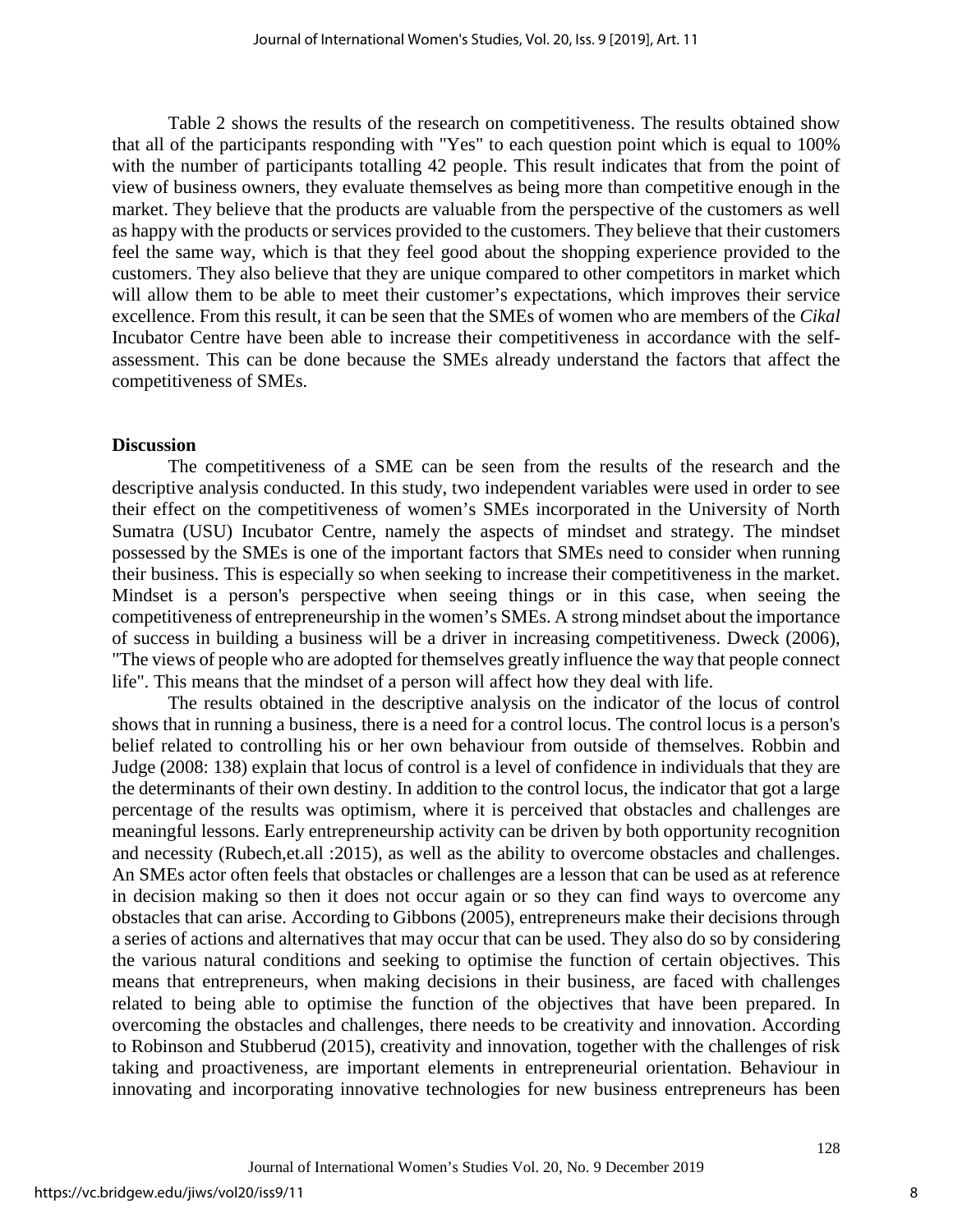Table 2 shows the results of the research on competitiveness. The results obtained show that all of the participants responding with "Yes" to each question point which is equal to 100% with the number of participants totalling 42 people. This result indicates that from the point of view of business owners, they evaluate themselves as being more than competitive enough in the market. They believe that the products are valuable from the perspective of the customers as well as happy with the products or services provided to the customers. They believe that their customers feel the same way, which is that they feel good about the shopping experience provided to the customers. They also believe that they are unique compared to other competitors in market which will allow them to be able to meet their customer's expectations, which improves their service excellence. From this result, it can be seen that the SMEs of women who are members of the *Cikal* Incubator Centre have been able to increase their competitiveness in accordance with the self-assessment. This can be done because the SMEs already understand the factors that affect the competitiveness of SMEs.

**Discussion**

The competitiveness of a SME can be seen from the results of the research and the descriptive analysis conducted. In this study, two independent variables were used in order to see their effect on the competitiveness of women's SMEs incorporated in the University of North Sumatra (USU) Incubator Centre, namely the aspects of mindset and strategy. The mindset possessed by the SMEs is one of the important factors that SMEs need to consider when running their business. This is especially so when seeking to increase their competitiveness in the market. Mindset is a person's perspective when seeing things or in this case, when seeing the competitiveness of entrepreneurship in the women's SMEs. A strong mindset about the importance of success in building a business will be a driver in increasing competitiveness. Dweck (2006), "The views of people who are adopted for themselves greatly influence the way that people connect life". This means that the mindset of a person will affect how they deal with life.

The results obtained in the descriptive analysis on the indicator of the locus of control shows that in running a business, there is a need for a control locus. The control locus is a person's belief related to controlling his or her own behaviour from outside of themselves. Robbin and Judge (2008: 138) explain that locus of control is a level of confidence in individuals that they are the determinants of their own destiny. In addition to the control locus, the indicator that got a large percentage of the results was optimism, where it is perceived that obstacles and challenges are meaningful lessons. Early entrepreneurship activity can be driven by both opportunity recognition and necessity (Rubech,et.all :2015), as well as the ability to overcome obstacles and challenges. An SMEs actor often feels that obstacles or challenges are a lesson that can be used as at reference in decision making so then it does not occur again or so they can find ways to overcome any obstacles that can arise. According to Gibbons (2005), entrepreneurs make their decisions through a series of actions and alternatives that may occur that can be used. They also do so by considering the various natural conditions and seeking to optimise the function of certain objectives. This means that entrepreneurs, when making decisions in their business, are faced with challenges related to being able to optimise the function of the objectives that have been prepared. In overcoming the obstacles and challenges, there needs to be creativity and innovation. According to Robinson and Stubberud (2015), creativity and innovation, together with the challenges of risk taking and proactiveness, are important elements in entrepreneurial orientation. Behaviour in innovating and incorporating innovative technologies for new business entrepreneurs has been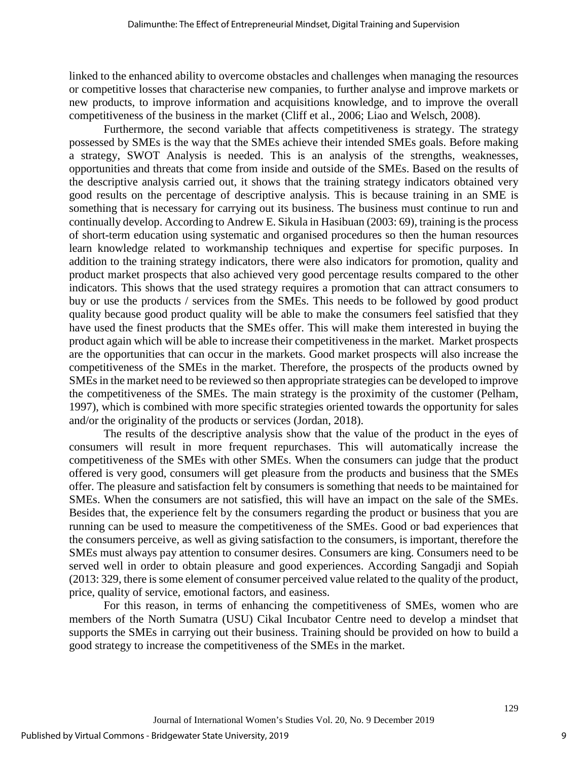linked to the enhanced ability to overcome obstacles and challenges when managing the resources or competitive losses that characterise new companies, to further analyse and improve markets or new products, to improve information and acquisitions knowledge, and to improve the overall competitiveness of the business in the market (Cliff et al., 2006; Liao and Welsch, 2008).

Furthermore, the second variable that affects competitiveness is strategy. The strategy possessed by SMEs is the way that the SMEs achieve their intended SMEs goals. Before making a strategy, SWOT Analysis is needed. This is an analysis of the strengths, weaknesses, opportunities and threats that come from inside and outside of the SMEs. Based on the results of the descriptive analysis carried out, it shows that the training strategy indicators obtained very good results on the percentage of descriptive analysis. This is because training in an SME is something that is necessary for carrying out its business. The business must continue to run and continually develop. According to Andrew E. Sikula in Hasibuan (2003: 69), training is the process of short-term education using systematic and organised procedures so then the human resources learn knowledge related to workmanship techniques and expertise for specific purposes. In addition to the training strategy indicators, there were also indicators for promotion, quality and product market prospects that also achieved very good percentage results compared to the other indicators. This shows that the used strategy requires a promotion that can attract consumers to buy or use the products / services from the SMEs. This needs to be followed by good product quality because good product quality will be able to make the consumers feel satisfied that they have used the finest products that the SMEs offer. This will make them interested in buying the product again which will be able to increase their competitiveness in the market. Market prospects are the opportunities that can occur in the markets. Good market prospects will also increase the competitiveness of the SMEs in the market. Therefore, the prospects of the products owned by SMEs in the market need to be reviewed so then appropriate strategies can be developed to improve the competitiveness of the SMEs. The main strategy is the proximity of the customer (Pelham, 1997), which is combined with more specific strategies oriented towards the opportunity for sales and/or the originality of the products or services (Jordan, 2018).

The results of the descriptive analysis show that the value of the product in the eyes of consumers will result in more frequent repurchases. This will automatically increase the competitiveness of the SMEs with other SMEs. When the consumers can judge that the product offered is very good, consumers will get pleasure from the products and business that the SMEs offer. The pleasure and satisfaction felt by consumers is something that needs to be maintained for SMEs. When the consumers are not satisfied, this will have an impact on the sale of the SMEs. Besides that, the experience felt by the consumers regarding the product or business that you are running can be used to measure the competitiveness of the SMEs. Good or bad experiences that the consumers perceive, as well as giving satisfaction to the consumers, is important, therefore the SMEs must always pay attention to consumer desires. Consumers are king. Consumers need to be served well in order to obtain pleasure and good experiences. According Sangadji and Sopiah (2013: 329, there is some element of consumer perceived value related to the quality of the product, price, quality of service, emotional factors, and easiness.

For this reason, in terms of enhancing the competitiveness of SMEs, women who are members of the North Sumatra (USU) Cikal Incubator Centre need to develop a mindset that supports the SMEs in carrying out their business. Training should be provided on how to build a good strategy to increase the competitiveness of the SMEs in the market.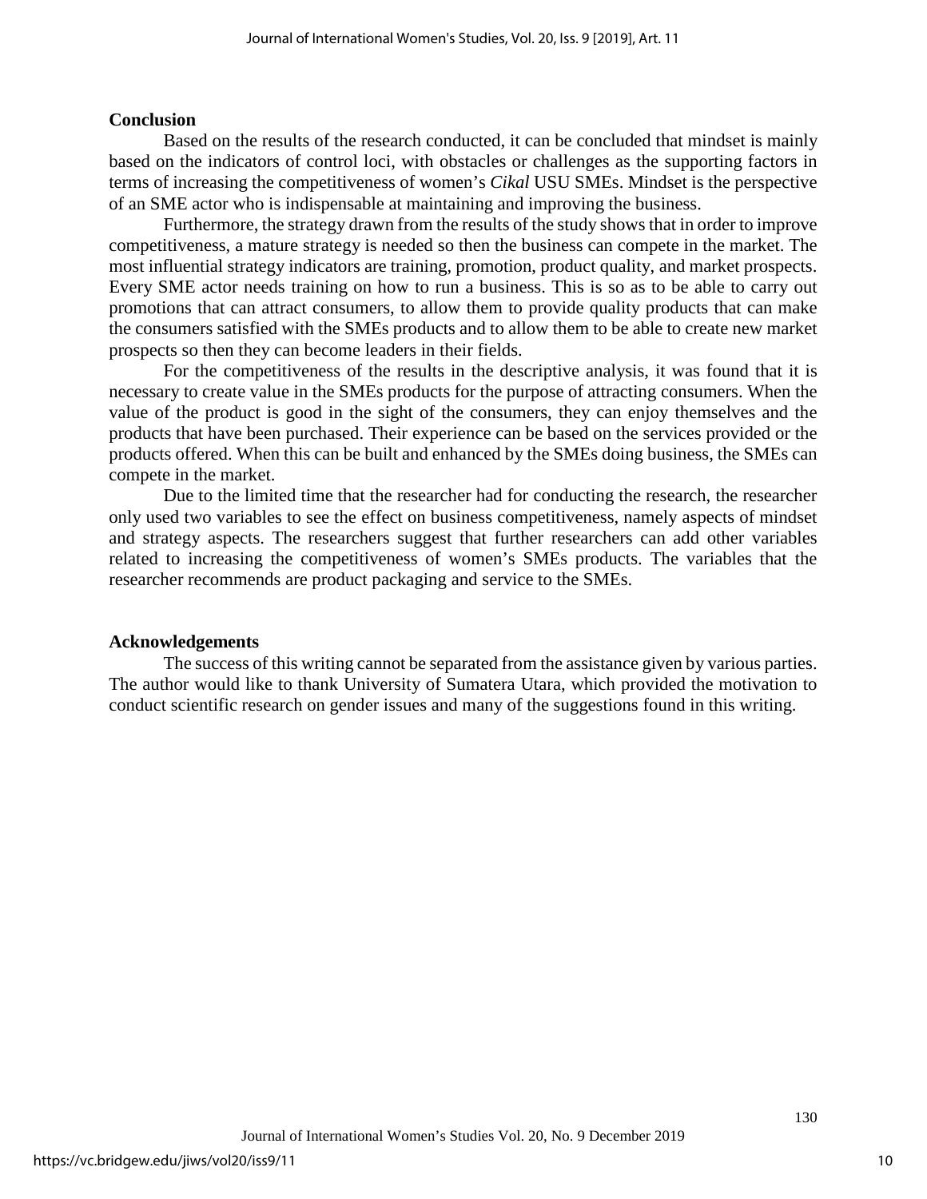## Conclusion

Based on the results of the research conducted, it can be concluded that mindset is mainly based on the indicators of control loci, with obstacles or challenges as the supporting factors in terms of increasing the competitiveness of women's *Cikal* USU SMEs. Mindset is the perspective of an SME actor who is indispensable at maintaining and improving the business.

Furthermore, the strategy drawn from the results of the study shows that in order to improve competitiveness, a mature strategy is needed so then the business can compete in the market. The most influential strategy indicators are training, promotion, product quality, and market prospects. Every SME actor needs training on how to run a business. This is so as to be able to carry out promotions that can attract consumers, to allow them to provide quality products that can make the consumers satisfied with the SMEs products and to allow them to be able to create new market prospects so then they can become leaders in their fields.

For the competitiveness of the results in the descriptive analysis, it was found that it is necessary to create value in the SMEs products for the purpose of attracting consumers. When the value of the product is good in the sight of the consumers, they can enjoy themselves and the products that have been purchased. Their experience can be based on the services provided or the products offered. When this can be built and enhanced by the SMEs doing business, the SMEs can compete in the market.

Due to the limited time that the researcher had for conducting the research, the researcher only used two variables to see the effect on business competitiveness, namely aspects of mindset and strategy aspects. The researchers suggest that further researchers can add other variables related to increasing the competitiveness of women's SMEs products. The variables that the researcher recommends are product packaging and service to the SMEs.

## Acknowledgements

The success of this writing cannot be separated from the assistance given by various parties. The author would like to thank University of Sumatera Utara, which provided the motivation to conduct scientific research on gender issues and many of the suggestions found in this writing.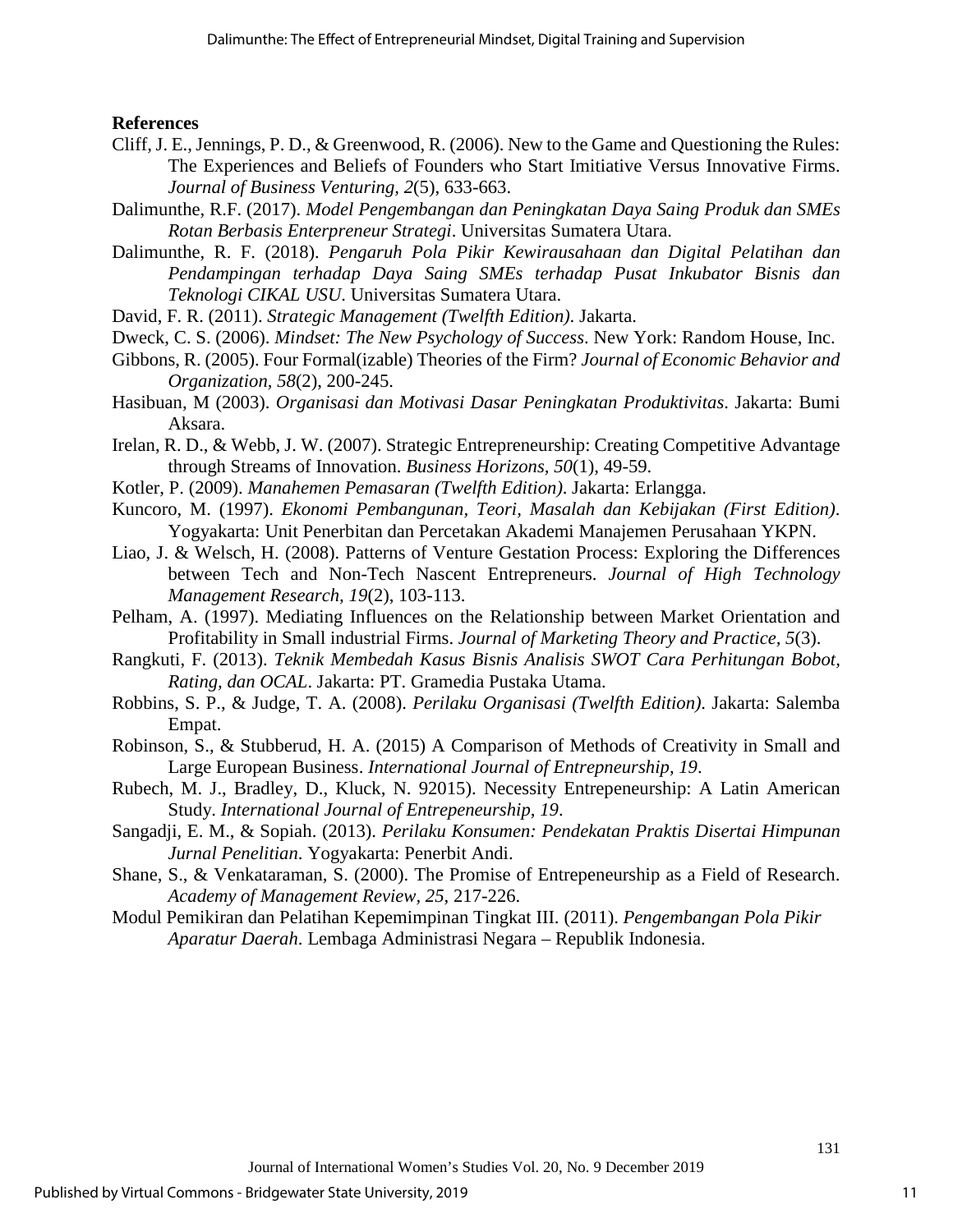**References**

Cliff, J. E., Jennings, P. D., & Greenwood, R. (2006). New to the Game and Questioning the Rules: The Experiences and Beliefs of Founders who Start Imitiative Versus Innovative Firms. *Journal of Business Venturing, 2*(5), 633-663.

Dalimunthe, R.F. (2017). *Model Pengembangan dan Peningkatan Daya Saing Produk dan SMEs Rotan Berbasis Enterpreneur Strategi*. Universitas Sumatera Utara.

Dalimunthe, R. F. (2018). *Pengaruh Pola Pikir Kewirausahaan dan Digital Pelatihan dan Pendampingan terhadap Daya Saing SMEs terhadap Pusat Inkubator Bisnis dan Teknologi CIKAL USU*. Universitas Sumatera Utara.

David, F. R. (2011). *Strategic Management (Twelfth Edition)*. Jakarta.

Dweck, C. S. (2006). *Mindset: The New Psychology of Success*. New York: Random House, Inc.

Gibbons, R. (2005). Four Formal(izable) Theories of the Firm? *Journal of Economic Behavior and Organization, 58*(2), 200-245.

Hasibuan, M (2003). *Organisasi dan Motivasi Dasar Peningkatan Produktivitas*. Jakarta: Bumi Aksara.

Irelan, R. D., & Webb, J. W. (2007). Strategic Entrepreneurship: Creating Competitive Advantage through Streams of Innovation. *Business Horizons, 50*(1), 49-59.

Kotler, P. (2009). *Manahemen Pemasaran (Twelfth Edition)*. Jakarta: Erlangga.

Kuncoro, M. (1997). *Ekonomi Pembangunan, Teori, Masalah dan Kebijakan (First Edition)*. Yogyakarta: Unit Penerbitan dan Percetakan Akademi Manajemen Perusahaan YKPN.

Liao, J. & Welsch, H. (2008). Patterns of Venture Gestation Process: Exploring the Differences between Tech and Non-Tech Nascent Entrepreneurs. *Journal of High Technology Management Research, 19*(2), 103-113.

Pelham, A. (1997). Mediating Influences on the Relationship between Market Orientation and Profitability in Small industrial Firms. *Journal of Marketing Theory and Practice, 5*(3).

Rangkuti, F. (2013). *Teknik Membedah Kasus Bisnis Analisis SWOT Cara Perhitungan Bobot, Rating, dan OCAL*. Jakarta: PT. Gramedia Pustaka Utama.

Robbins, S. P., & Judge, T. A. (2008). *Perilaku Organisasi (Twelfth Edition)*. Jakarta: Salemba Empat.

Robinson, S., & Stubberud, H. A. (2015) A Comparison of Methods of Creativity in Small and Large European Business. *International Journal of Entrepneurship, 19*.

Rubech, M. J., Bradley, D., Kluck, N. 92015). Necessity Entrepeneurship: A Latin American Study. *International Journal of Entrepeneurship, 19*.

Sangadji, E. M., & Sopiah. (2013). *Perilaku Konsumen: Pendekatan Praktis Disertai Himpunan Jurnal Penelitian*. Yogyakarta: Penerbit Andi.

Shane, S., & Venkataraman, S. (2000). The Promise of Entrepeneurship as a Field of Research. *Academy of Management Review, 25*, 217-226.

Modul Pemikiran dan Pelatihan Kepemimpinan Tingkat III. (2011). *Pengembangan Pola Pikir Aparatur Daerah*. Lembaga Administrasi Negara – Republik Indonesia.